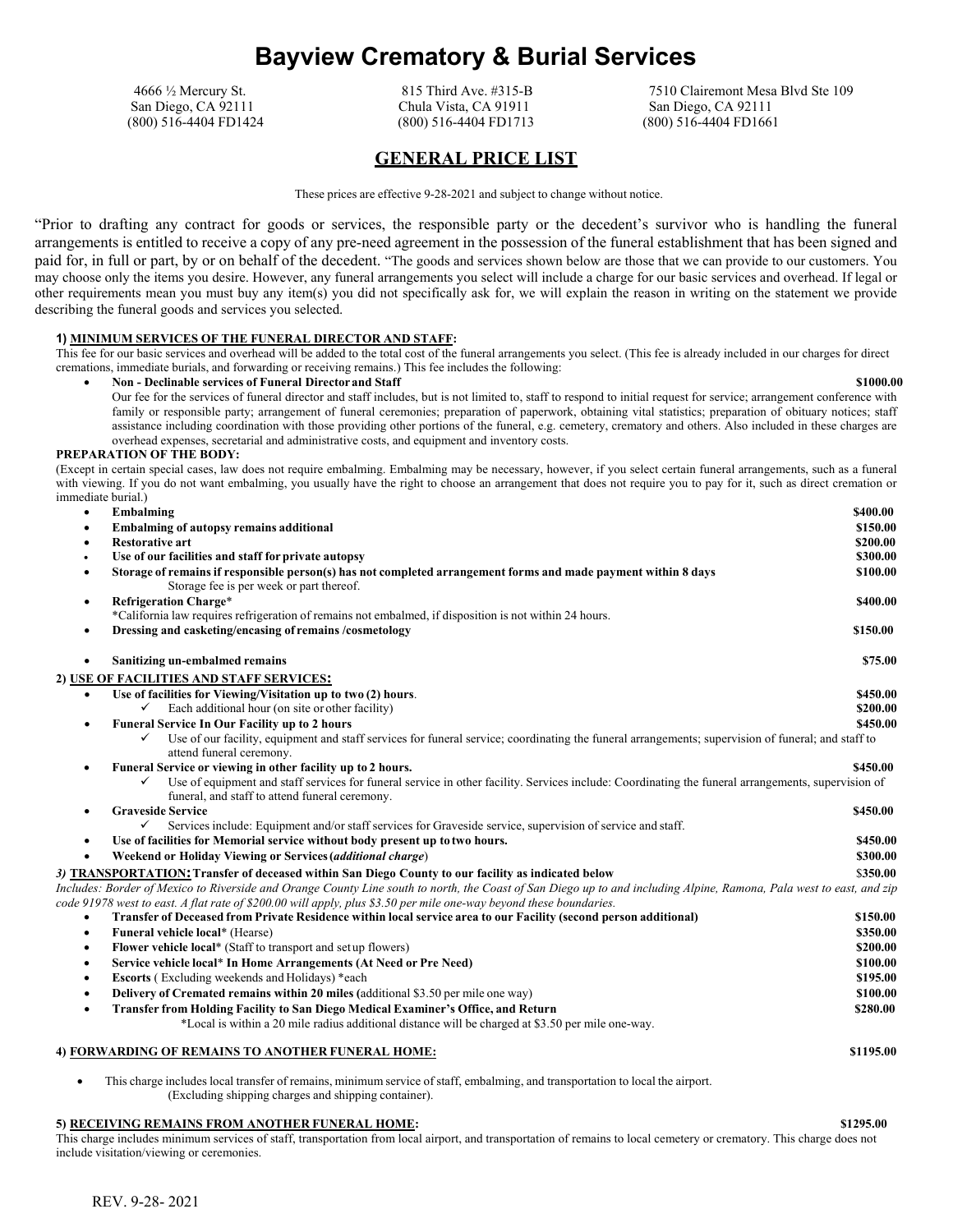# Bayview Crematory & Burial Services

4666 ½ Mercury St.
San Diego, CA 92111
(800) 516-4404 FD1424

815 Third Ave. #315-B
Chula Vista, CA 91911
(800) 516-4404 FD1713

7510 Clairemont Mesa Blvd Ste 109
San Diego, CA 92111
(800) 516-4404 FD1661

## GENERAL PRICE LIST

These prices are effective 9-28-2021 and subject to change without notice.

"Prior to drafting any contract for goods or services, the responsible party or the decedent's survivor who is handling the funeral arrangements is entitled to receive a copy of any pre-need agreement in the possession of the funeral establishment that has been signed and paid for, in full or part, by or on behalf of the decedent. "The goods and services shown below are those that we can provide to our customers. You may choose only the items you desire. However, any funeral arrangements you select will include a charge for our basic services and overhead. If legal or other requirements mean you must buy any item(s) you did not specifically ask for, we will explain the reason in writing on the statement we provide describing the funeral goods and services you selected.

### 1) MINIMUM SERVICES OF THE FUNERAL DIRECTOR AND STAFF:

This fee for our basic services and overhead will be added to the total cost of the funeral arrangements you select. (This fee is already included in our charges for direct cremations, immediate burials, and forwarding or receiving remains.) This fee includes the following:

- **Non - Declinable services of Funeral Director and Staff** — **$1000.00**
  Our fee for the services of funeral director and staff includes, but is not limited to, staff to respond to initial request for service; arrangement conference with family or responsible party; arrangement of funeral ceremonies; preparation of paperwork, obtaining vital statistics; preparation of obituary notices; staff assistance including coordination with those providing other portions of the funeral, e.g. cemetery, crematory and others. Also included in these charges are overhead expenses, secretarial and administrative costs, and equipment and inventory costs.

**PREPARATION OF THE BODY:**

(Except in certain special cases, law does not require embalming. Embalming may be necessary, however, if you select certain funeral arrangements, such as a funeral with viewing. If you do not want embalming, you usually have the right to choose an arrangement that does not require you to pay for it, such as direct cremation or immediate burial.)

- **Embalming** — **$400.00**
- **Embalming of autopsy remains additional** — **$150.00**
- **Restorative art** — **$200.00**
- **Use of our facilities and staff for private autopsy** — **$300.00**
- **Storage of remains if responsible person(s) has not completed arrangement forms and made payment within 8 days** — **$100.00**
  Storage fee is per week or part thereof.
- **Refrigeration Charge*** — **$400.00**
  *California law requires refrigeration of remains not embalmed, if disposition is not within 24 hours.
- **Dressing and casketing/encasing of remains /cosmetology** — **$150.00**
- **Sanitizing un-embalmed remains** — **$75.00**

### 2) USE OF FACILITIES AND STAFF SERVICES:

- **Use of facilities for Viewing/Visitation up to two (2) hours**. — **$450.00**
  - ✓ Each additional hour (on site or other facility) — **$200.00**
- **Funeral Service In Our Facility up to 2 hours** — **$450.00**
  - ✓ Use of our facility, equipment and staff services for funeral service; coordinating the funeral arrangements; supervision of funeral; and staff to attend funeral ceremony.
- **Funeral Service or viewing in other facility up to 2 hours.** — **$450.00**
  - ✓ Use of equipment and staff services for funeral service in other facility. Services include: Coordinating the funeral arrangements, supervision of funeral, and staff to attend funeral ceremony.
- **Graveside Service** — **$450.00**
  - ✓ Services include: Equipment and/or staff services for Graveside service, supervision of service and staff.
- **Use of facilities for Memorial service without body present up to two hours.** — **$450.00**
- **Weekend or Holiday Viewing or Services (*additional charge*)** — **$300.00**

### *3)* TRANSPORTATION: Transfer of deceased within San Diego County to our facility as indicated below — $350.00

*Includes: Border of Mexico to Riverside and Orange County Line south to north, the Coast of San Diego up to and including Alpine, Ramona, Pala west to east, and zip code 91978 west to east. A flat rate of $200.00 will apply, plus $3.50 per mile one-way beyond these boundaries.*

- **Transfer of Deceased from Private Residence within local service area to our Facility (second person additional)** — **$150.00**
- **Funeral vehicle local*** (Hearse) — **$350.00**
- **Flower vehicle local*** (Staff to transport and set up flowers) — **$200.00**
- **Service vehicle local* In Home Arrangements (At Need or Pre Need)** — **$100.00**
- **Escorts** ( Excluding weekends and Holidays) *each — **$195.00**
- **Delivery of Cremated remains within 20 miles (**additional $3.50 per mile one way) — **$100.00**
- **Transfer from Holding Facility to San Diego Medical Examiner's Office, and Return** — **$280.00**
  *Local is within a 20 mile radius additional distance will be charged at $3.50 per mile one-way.

### 4) FORWARDING OF REMAINS TO ANOTHER FUNERAL HOME: — $1195.00

- This charge includes local transfer of remains, minimum service of staff, embalming, and transportation to local the airport.
  (Excluding shipping charges and shipping container).

### 5) RECEIVING REMAINS FROM ANOTHER FUNERAL HOME: — $1295.00

This charge includes minimum services of staff, transportation from local airport, and transportation of remains to local cemetery or crematory. This charge does not include visitation/viewing or ceremonies.

REV. 9-28- 2021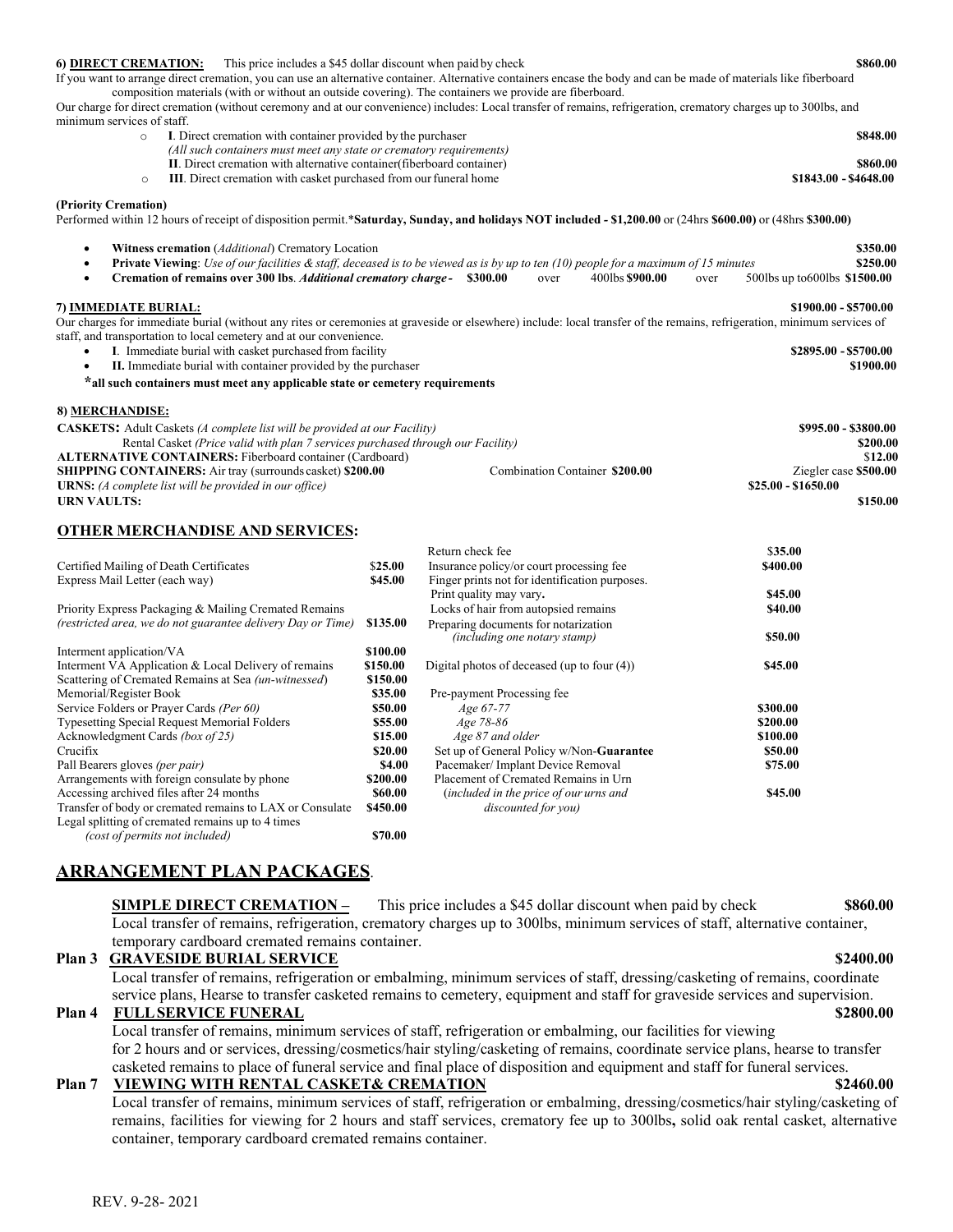**6) DIRECT CREMATION:** This price includes a $45 dollar discount when paid by check **$860.00**

If you want to arrange direct cremation, you can use an alternative container. Alternative containers encase the body and can be made of materials like fiberboard composition materials (with or without an outside covering). The containers we provide are fiberboard.

Our charge for direct cremation (without ceremony and at our convenience) includes: Local transfer of remains, refrigeration, crematory charges up to 300lbs, and minimum services of staff.

- **I**. Direct cremation with container provided by the purchaser **$848.00**
  *(All such containers must meet any state or crematory requirements)*
  **II**. Direct cremation with alternative container(fiberboard container) **$860.00**
- **III**. Direct cremation with casket purchased from our funeral home **$1843.00 - $4648.00**

**(Priority Cremation)**

Performed within 12 hours of receipt of disposition permit.***Saturday, Sunday, and holidays NOT included - $1,200.00** or (24hrs **$600.00**) or (48hrs **$300.00**)

- **Witness cremation** (*Additional*) Crematory Location **$350.00**
- **Private Viewing**: *Use of our facilities & staff, deceased is to be viewed as is by up to ten (10) people for a maximum of 15 minutes* **$250.00**
- **Cremation of remains over 300 lbs**. *Additional crematory charge* - **$300.00** over 400lbs **$900.00** over 500lbs up to600lbs **$1500.00**

**7) IMMEDIATE BURIAL:** **$1900.00 - $5700.00**

Our charges for immediate burial (without any rites or ceremonies at graveside or elsewhere) include: local transfer of the remains, refrigeration, minimum services of staff, and transportation to local cemetery and at our convenience.

- **I**. Immediate burial with casket purchased from facility **$2895.00 - $5700.00**
- **II.** Immediate burial with container provided by the purchaser **$1900.00**

***all such containers must meet any applicable state or cemetery requirements**

**8) MERCHANDISE:**

**CASKETS:** Adult Caskets *(A complete list will be provided at our Facility)* **$995.00 - $3800.00**
Rental Casket *(Price valid with plan 7 services purchased through our Facility)* **$200.00**
**ALTERNATIVE CONTAINERS:** Fiberboard container (Cardboard) $12.00
**SHIPPING CONTAINERS:** Air tray (surrounds casket) **$200.00** Combination Container **$200.00** Ziegler case **$500.00**
**URNS:** *(A complete list will be provided in our office)* **$25.00 - $1650.00**
**URN VAULTS:** **$150.00**

## OTHER MERCHANDISE AND SERVICES:

| | | | |
|---|---|---|---|
| | | Return check fee | $35.00 |
| Certified Mailing of Death Certificates | $25.00 | Insurance policy/or court processing fee | $400.00 |
| Express Mail Letter (each way) | $45.00 | Finger prints not for identification purposes. Print quality may vary. | $45.00 |
| Priority Express Packaging & Mailing Cremated Remains *(restricted area, we do not guarantee delivery Day or Time)* | $135.00 | Locks of hair from autopsied remains | $40.00 |
| | | Preparing documents for notarization *(including one notary stamp)* | $50.00 |
| Interment application/VA | $100.00 | | |
| Interment VA Application & Local Delivery of remains | $150.00 | Digital photos of deceased (up to four (4)) | $45.00 |
| Scattering of Cremated Remains at Sea *(un-witnessed)* | $150.00 | | |
| Memorial/Register Book | $35.00 | Pre-payment Processing fee | |
| Service Folders or Prayer Cards *(Per 60)* | $50.00 | *Age 67-77* | $300.00 |
| Typesetting Special Request Memorial Folders | $55.00 | *Age 78-86* | $200.00 |
| Acknowledgment Cards *(box of 25)* | $15.00 | *Age 87 and older* | $100.00 |
| Crucifix | $20.00 | Set up of General Policy w/Non-**Guarantee** | $50.00 |
| Pall Bearers gloves *(per pair)* | $4.00 | Pacemaker/ Implant Device Removal | $75.00 |
| Arrangements with foreign consulate by phone | $200.00 | Placement of Cremated Remains in Urn (*included in the price of our urns and discounted for you)* | $45.00 |
| Accessing archived files after 24 months | $60.00 | | |
| Transfer of body or cremated remains to LAX or Consulate | $450.00 | | |
| Legal splitting of cremated remains up to 4 times *(cost of permits not included)* | $70.00 | | |

## ARRANGEMENT PLAN PACKAGES.

**SIMPLE DIRECT CREMATION –** This price includes a $45 dollar discount when paid by check **$860.00**

Local transfer of remains, refrigeration, crematory charges up to 300lbs, minimum services of staff, alternative container, temporary cardboard cremated remains container.

**Plan 3 GRAVESIDE BURIAL SERVICE** **$2400.00**

Local transfer of remains, refrigeration or embalming, minimum services of staff, dressing/casketing of remains, coordinate service plans, Hearse to transfer casketed remains to cemetery, equipment and staff for graveside services and supervision.

**Plan 4 FULL SERVICE FUNERAL** **$2800.00**

Local transfer of remains, minimum services of staff, refrigeration or embalming, our facilities for viewing for 2 hours and or services, dressing/cosmetics/hair styling/casketing of remains, coordinate service plans, hearse to transfer casketed remains to place of funeral service and final place of disposition and equipment and staff for funeral services.

**Plan 7 VIEWING WITH RENTAL CASKET& CREMATION** **$2460.00**

Local transfer of remains, minimum services of staff, refrigeration or embalming, dressing/cosmetics/hair styling/casketing of remains, facilities for viewing for 2 hours and staff services, crematory fee up to 300lbs**,** solid oak rental casket, alternative container, temporary cardboard cremated remains container.

REV. 9-28- 2021